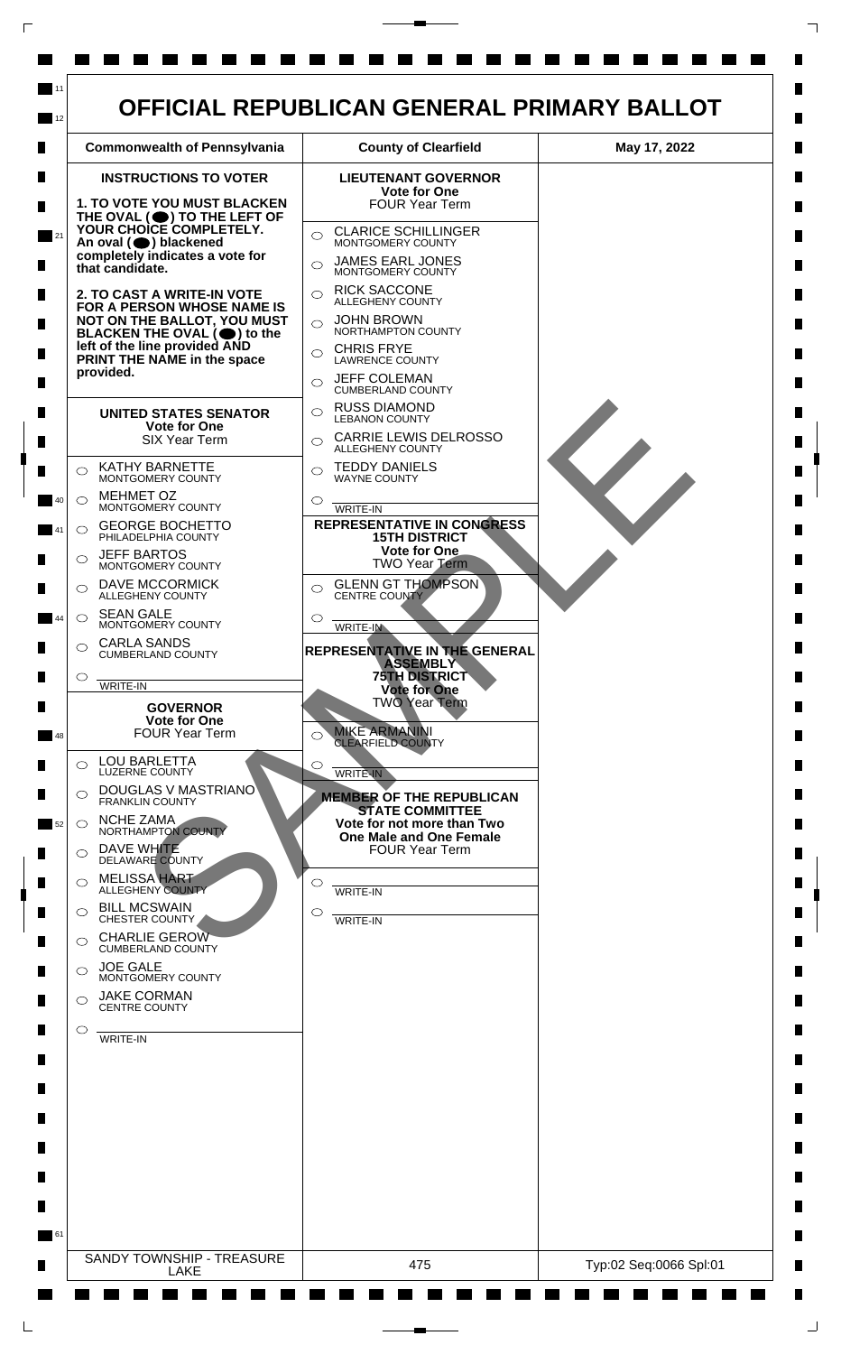# OFFICIAL REPUBLICAN GENERAL PRIMARY BALLOT

| Commonwealth of Pennsylvania | County of Clearfield | May 17, 2022 |
|---|---|---|

## INSTRUCTIONS TO VOTER

**1. TO VOTE YOU MUST BLACKEN THE OVAL (⬤) TO THE LEFT OF YOUR CHOICE COMPLETELY. An oval (⬤) blackened completely indicates a vote for that candidate.**

**2. TO CAST A WRITE-IN VOTE FOR A PERSON WHOSE NAME IS NOT ON THE BALLOT, YOU MUST BLACKEN THE OVAL (⬤) to the left of the line provided AND PRINT THE NAME in the space provided.**

### UNITED STATES SENATOR
**Vote for One**
SIX Year Term

- ◯ KATHY BARNETTE — MONTGOMERY COUNTY
- ◯ MEHMET OZ — MONTGOMERY COUNTY
- ◯ GEORGE BOCHETTO — PHILADELPHIA COUNTY
- ◯ JEFF BARTOS — MONTGOMERY COUNTY
- ◯ DAVE MCCORMICK — ALLEGHENY COUNTY
- ◯ SEAN GALE — MONTGOMERY COUNTY
- ◯ CARLA SANDS — CUMBERLAND COUNTY
- ◯ ______ WRITE-IN

### GOVERNOR
**Vote for One**
FOUR Year Term

- ◯ LOU BARLETTA — LUZERNE COUNTY
- ◯ DOUGLAS V MASTRIANO — FRANKLIN COUNTY
- ◯ NCHE ZAMA — NORTHAMPTON COUNTY
- ◯ DAVE WHITE — DELAWARE COUNTY
- ◯ MELISSA HART — ALLEGHENY COUNTY
- ◯ BILL MCSWAIN — CHESTER COUNTY
- ◯ CHARLIE GEROW — CUMBERLAND COUNTY
- ◯ JOE GALE — MONTGOMERY COUNTY
- ◯ JAKE CORMAN — CENTRE COUNTY
- ◯ ______ WRITE-IN

### LIEUTENANT GOVERNOR
**Vote for One**
FOUR Year Term

- ◯ CLARICE SCHILLINGER — MONTGOMERY COUNTY
- ◯ JAMES EARL JONES — MONTGOMERY COUNTY
- ◯ RICK SACCONE — ALLEGHENY COUNTY
- ◯ JOHN BROWN — NORTHAMPTON COUNTY
- ◯ CHRIS FRYE — LAWRENCE COUNTY
- ◯ JEFF COLEMAN — CUMBERLAND COUNTY
- ◯ RUSS DIAMOND — LEBANON COUNTY
- ◯ CARRIE LEWIS DELROSSO — ALLEGHENY COUNTY
- ◯ TEDDY DANIELS — WAYNE COUNTY
- ◯ ______ WRITE-IN

### REPRESENTATIVE IN CONGRESS 15TH DISTRICT
**Vote for One**
TWO Year Term

- ◯ GLENN GT THOMPSON — CENTRE COUNTY
- ◯ ______ WRITE-IN

### REPRESENTATIVE IN THE GENERAL ASSEMBLY 75TH DISTRICT
**Vote for One**
TWO Year Term

- ◯ MIKE ARMANINI — CLEARFIELD COUNTY
- ◯ ______ WRITE-IN

### MEMBER OF THE REPUBLICAN STATE COMMITTEE
**Vote for not more than Two**
**One Male and One Female**
FOUR Year Term

- ◯ ______ WRITE-IN
- ◯ ______ WRITE-IN

SAMPLE

| SANDY TOWNSHIP - TREASURE LAKE | 475 | Typ:02 Seq:0066 Spl:01 |
|---|---|---|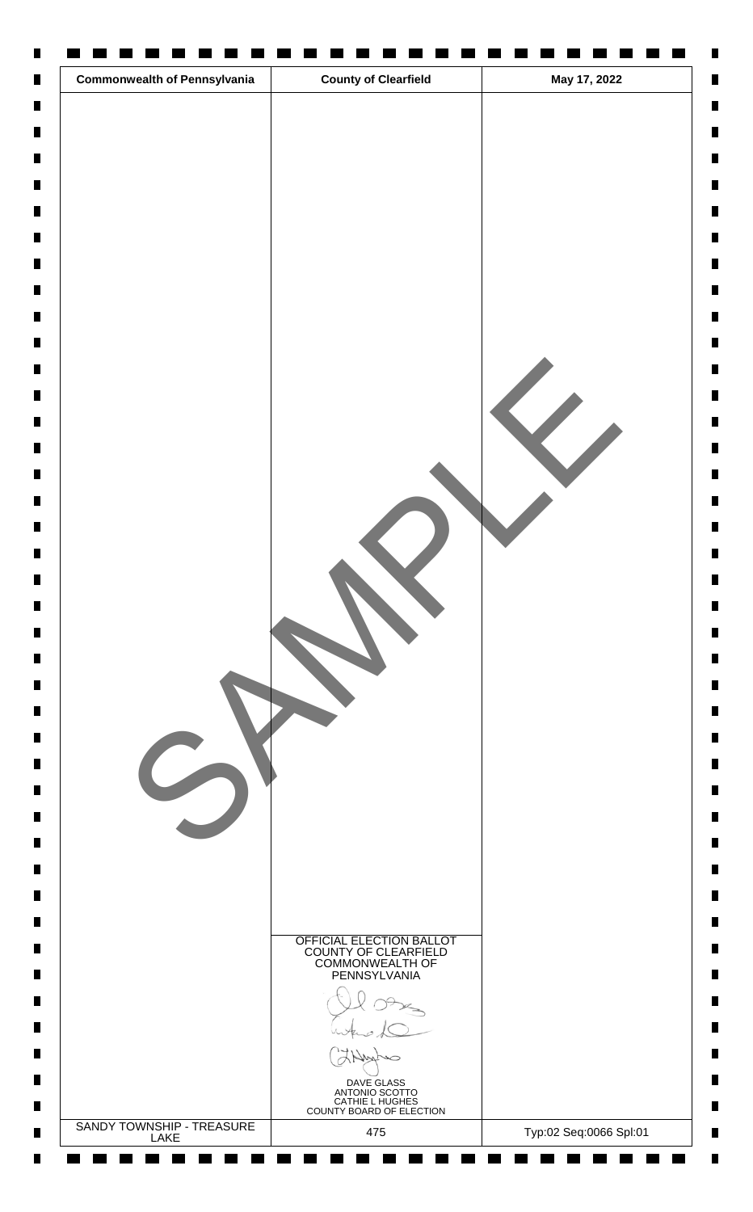| Commonwealth of Pennsylvania | County of Clearfield | May 17, 2022 |
| --- | --- | --- |

SAMPLE

OFFICIAL ELECTION BALLOT
COUNTY OF CLEARFIELD
COMMONWEALTH OF
PENNSYLVANIA

DAVE GLASS
ANTONIO SCOTTO
CATHIE L HUGHES
COUNTY BOARD OF ELECTION

| | | |
| --- | --- | --- |
| SANDY TOWNSHIP - TREASURE LAKE | 475 | Typ:02 Seq:0066 Spl:01 |